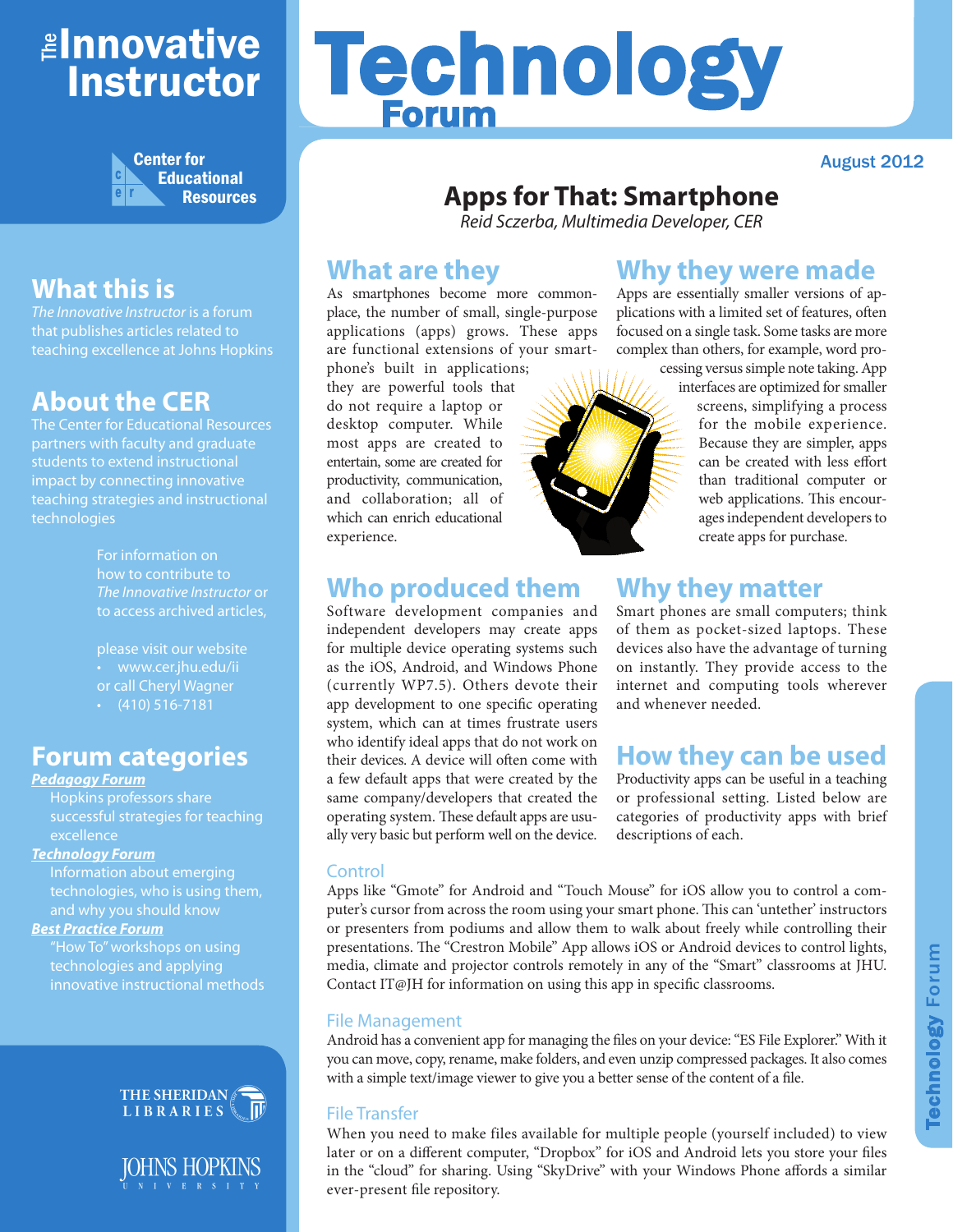# The Innovative Instructor

Center for Educational Resources

# Technology Forum

August 2012

## Apps for That: Smartphone

*Reid Sczerba, Multimedia Developer, CER*

## What are they

As smartphones become more commonplace, the number of small, single-purpose applications (apps) grows. These apps are functional extensions of your smartphone's built in applications; they are powerful tools that do not require a laptop or desktop computer. While most apps are created to entertain, some are created for productivity, communication, and collaboration; all of which can enrich educational experience.

## Why they were made

Apps are essentially smaller versions of applications with a limited set of features, often focused on a single task. Some tasks are more complex than others, for example, word processing versus simple note taking. App interfaces are optimized for smaller screens, simplifying a process for the mobile experience. Because they are simpler, apps can be created with less effort than traditional computer or web applications. This encourages independent developers to create apps for purchase.

## Who produced them

Software development companies and independent developers may create apps for multiple device operating systems such as the iOS, Android, and Windows Phone (currently WP7.5). Others devote their app development to one specific operating system, which can at times frustrate users who identify ideal apps that do not work on their devices. A device will often come with a few default apps that were created by the same company/developers that created the operating system. These default apps are usually very basic but perform well on the device.

## Why they matter

Smart phones are small computers; think of them as pocket-sized laptops. These devices also have the advantage of turning on instantly. They provide access to the internet and computing tools wherever and whenever needed.

## How they can be used

Productivity apps can be useful in a teaching or professional setting. Listed below are categories of productivity apps with brief descriptions of each.

### Control

Apps like "Gmote" for Android and "Touch Mouse" for iOS allow you to control a computer's cursor from across the room using your smart phone. This can 'untether' instructors or presenters from podiums and allow them to walk about freely while controlling their presentations. The "Crestron Mobile" App allows iOS or Android devices to control lights, media, climate and projector controls remotely in any of the "Smart" classrooms at JHU. Contact IT@JH for information on using this app in specific classrooms.

### File Management

Android has a convenient app for managing the files on your device: "ES File Explorer." With it you can move, copy, rename, make folders, and even unzip compressed packages. It also comes with a simple text/image viewer to give you a better sense of the content of a file.

### File Transfer

When you need to make files available for multiple people (yourself included) to view later or on a different computer, "Dropbox" for iOS and Android lets you store your files in the "cloud" for sharing. Using "SkyDrive" with your Windows Phone affords a similar ever-present file repository.

## What this is

*The Innovative Instructor* is a forum that publishes articles related to teaching excellence at Johns Hopkins

## About the CER

The Center for Educational Resources partners with faculty and graduate students to extend instructional impact by connecting innovative teaching strategies and instructional technologies

For information on how to contribute to *The Innovative Instructor* or to access archived articles,

please visit our website
- www.cer.jhu.edu/ii

or call Cheryl Wagner
- (410) 516-7181

## Forum categories

***Pedagogy Forum***
Hopkins professors share successful strategies for teaching excellence

***Technology Forum***
Information about emerging technologies, who is using them, and why you should know

***Best Practice Forum***
"How To" workshops on using technologies and applying innovative instructional methods

The Sheridan Libraries
Johns Hopkins University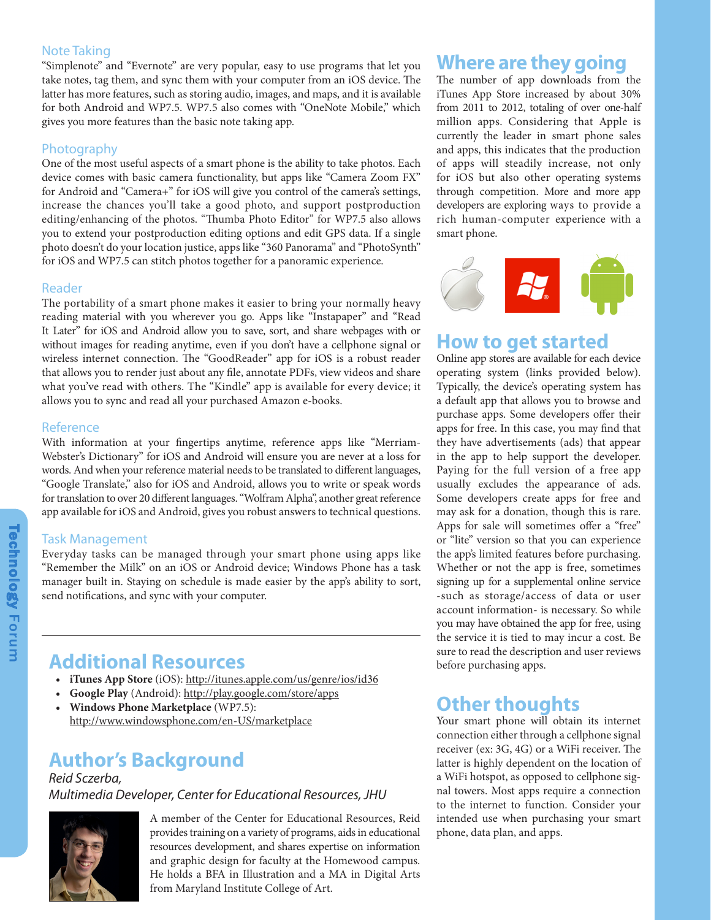### Note Taking

"Simplenote" and "Evernote" are very popular, easy to use programs that let you take notes, tag them, and sync them with your computer from an iOS device. The latter has more features, such as storing audio, images, and maps, and it is available for both Android and WP7.5. WP7.5 also comes with "OneNote Mobile," which gives you more features than the basic note taking app.

### Photography

One of the most useful aspects of a smart phone is the ability to take photos. Each device comes with basic camera functionality, but apps like "Camera Zoom FX" for Android and "Camera+" for iOS will give you control of the camera's settings, increase the chances you'll take a good photo, and support postproduction editing/enhancing of the photos. "Thumba Photo Editor" for WP7.5 also allows you to extend your postproduction editing options and edit GPS data. If a single photo doesn't do your location justice, apps like "360 Panorama" and "PhotoSynth" for iOS and WP7.5 can stitch photos together for a panoramic experience.

### Reader

The portability of a smart phone makes it easier to bring your normally heavy reading material with you wherever you go. Apps like "Instapaper" and "Read It Later" for iOS and Android allow you to save, sort, and share webpages with or without images for reading anytime, even if you don't have a cellphone signal or wireless internet connection. The "GoodReader" app for iOS is a robust reader that allows you to render just about any file, annotate PDFs, view videos and share what you've read with others. The "Kindle" app is available for every device; it allows you to sync and read all your purchased Amazon e-books.

### Reference

With information at your fingertips anytime, reference apps like "Merriam-Webster's Dictionary" for iOS and Android will ensure you are never at a loss for words. And when your reference material needs to be translated to different languages, "Google Translate," also for iOS and Android, allows you to write or speak words for translation to over 20 different languages. "Wolfram Alpha", another great reference app available for iOS and Android, gives you robust answers to technical questions.

### Task Management

Everyday tasks can be managed through your smart phone using apps like "Remember the Milk" on an iOS or Android device; Windows Phone has a task manager built in. Staying on schedule is made easier by the app's ability to sort, send notifications, and sync with your computer.

## Additional Resources

- **iTunes App Store** (iOS): http://itunes.apple.com/us/genre/ios/id36
- **Google Play** (Android): http://play.google.com/store/apps
- **Windows Phone Marketplace** (WP7.5): http://www.windowsphone.com/en-US/marketplace

## Author's Background

*Reid Sczerba,*
*Multimedia Developer, Center for Educational Resources, JHU*

A member of the Center for Educational Resources, Reid provides training on a variety of programs, aids in educational resources development, and shares expertise on information and graphic design for faculty at the Homewood campus. He holds a BFA in Illustration and a MA in Digital Arts from Maryland Institute College of Art.

## Where are they going

The number of app downloads from the iTunes App Store increased by about 30% from 2011 to 2012, totaling of over one-half million apps. Considering that Apple is currently the leader in smart phone sales and apps, this indicates that the production of apps will steadily increase, not only for iOS but also other operating systems through competition. More and more app developers are exploring ways to provide a rich human-computer experience with a smart phone.

## How to get started

Online app stores are available for each device operating system (links provided below). Typically, the device's operating system has a default app that allows you to browse and purchase apps. Some developers offer their apps for free. In this case, you may find that they have advertisements (ads) that appear in the app to help support the developer. Paying for the full version of a free app usually excludes the appearance of ads. Some developers create apps for free and may ask for a donation, though this is rare. Apps for sale will sometimes offer a "free" or "lite" version so that you can experience the app's limited features before purchasing. Whether or not the app is free, sometimes signing up for a supplemental online service -such as storage/access of data or user account information- is necessary. So while you may have obtained the app for free, using the service it is tied to may incur a cost. Be sure to read the description and user reviews before purchasing apps.

## Other thoughts

Your smart phone will obtain its internet connection either through a cellphone signal receiver (ex: 3G, 4G) or a WiFi receiver. The latter is highly dependent on the location of a WiFi hotspot, as opposed to cellphone signal towers. Most apps require a connection to the internet to function. Consider your intended use when purchasing your smart phone, data plan, and apps.